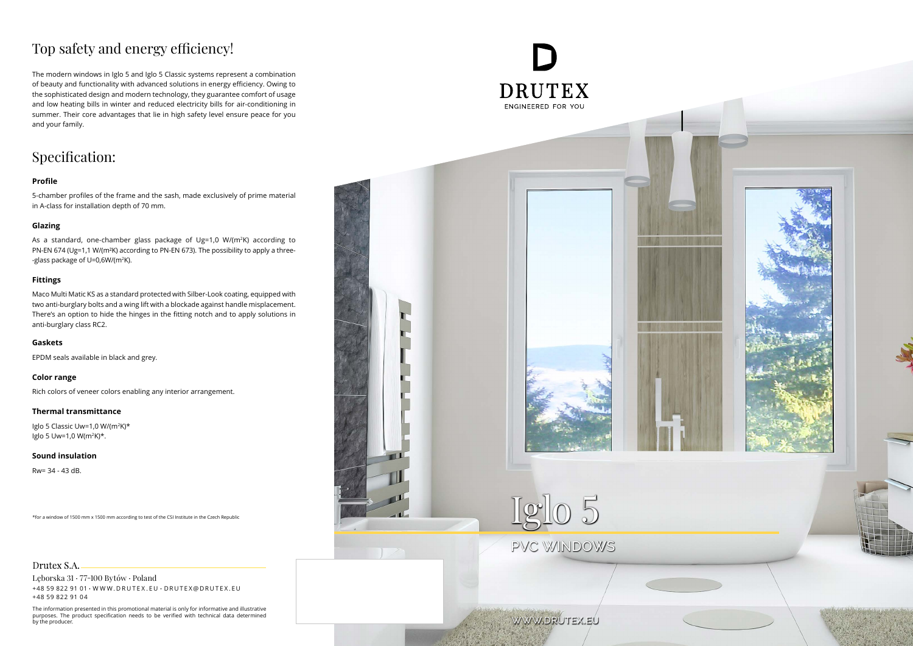# Top safety and energy efficiency!

The modern windows in Iglo 5 and Iglo 5 Classic systems represent a combination of beauty and functionality with advanced solutions in energy efficiency. Owing to the sophisticated design and modern technology, they guarantee comfort of usage and low heating bills in winter and reduced electricity bills for air-conditioning in summer. Their core advantages that lie in high safety level ensure peace for you and your family.

# Specification:

**Profile**

5-chamber profiles of the frame and the sash, made exclusively of prime material in A-class for installation depth of 70 mm.

**Glazing**

As a standard, one-chamber glass package of Ug=1,0 W/(m$^2$K) according to PN-EN 674 (Ug=1,1 W/(m$^2$K) according to PN-EN 673). The possibility to apply a three--glass package of U=0,6W/(m$^2$K).

**Fittings**

Maco Multi Matic KS as a standard protected with Silber-Look coating, equipped with two anti-burglary bolts and a wing lift with a blockade against handle misplacement. There's an option to hide the hinges in the fitting notch and to apply solutions in anti-burglary class RC2.

**Gaskets**

EPDM seals available in black and grey.

**Color range**

Rich colors of veneer colors enabling any interior arrangement.

**Thermal transmittance**

Iglo 5 Classic Uw=1,0 W/(m$^2$K)*
Iglo 5 Uw=1,0 W(m$^2$K)*.

**Sound insulation**

Rw= 34 - 43 dB.

*for a window of 1500 mm x 1500 mm according to test of the CSI Institute in the Czech Republic

Drutex S.A.

Lęborska 31 · 77-100 Bytów · Poland
+48 59 822 91 01 · WWW.DRUTEX.EU · DRUTEX@DRUTEX.EU
+48 59 822 91 04

The information presented in this promotional material is only for informative and illustrative purposes. The product specification needs to be verified with technical data determined by the producer.

DRUTEX
ENGINEERED FOR YOU

# Iglo 5

PVC WINDOWS

WWW.DRUTEX.EU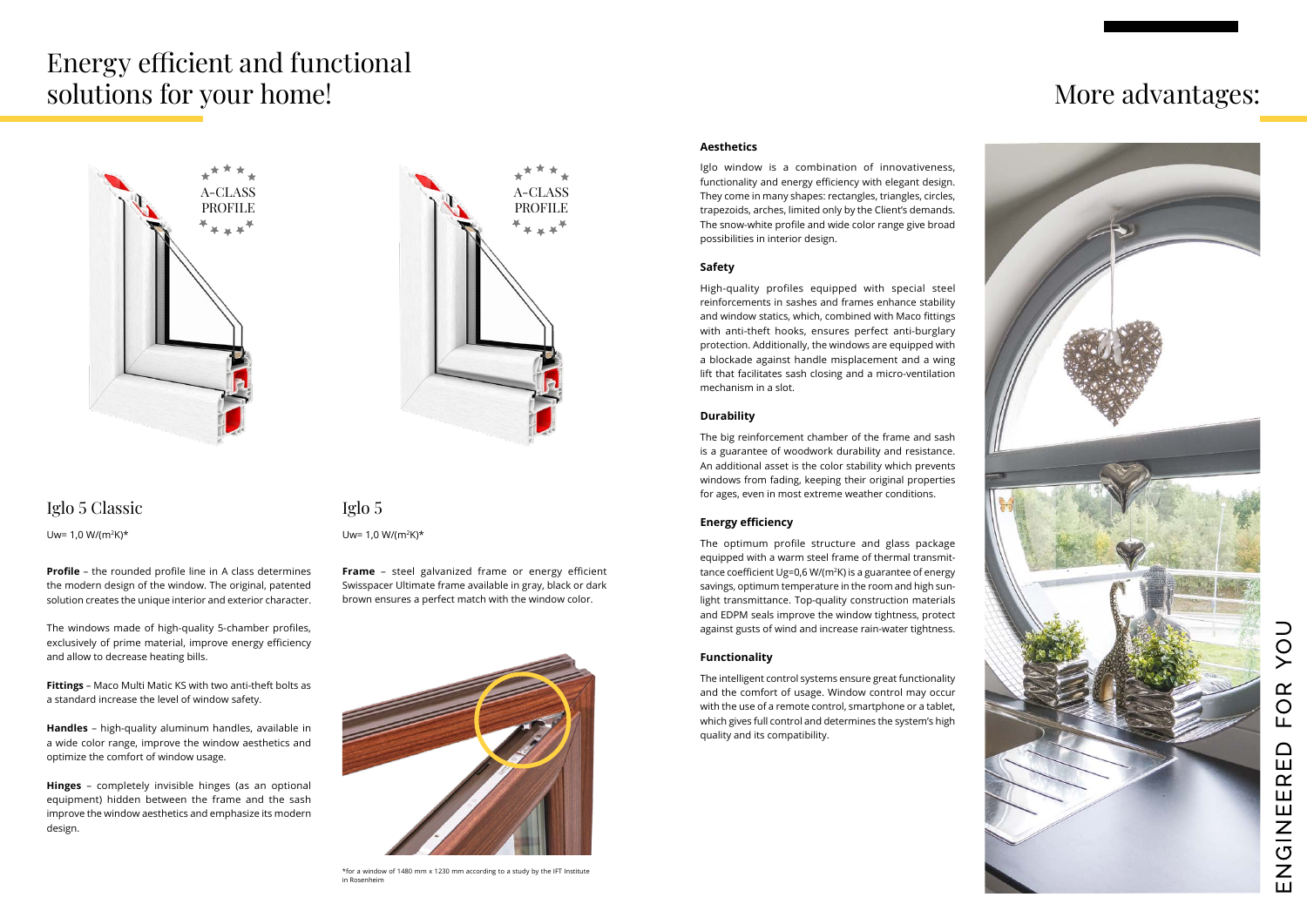# Energy efficient and functional solutions for your home!

A-CLASS PROFILE

A-CLASS PROFILE

## Iglo 5 Classic

Uw= 1,0 W/(m²K)*

**Profile** – the rounded profile line in A class determines the modern design of the window. The original, patented solution creates the unique interior and exterior character.

The windows made of high-quality 5-chamber profiles, exclusively of prime material, improve energy efficiency and allow to decrease heating bills.

**Fittings** – Maco Multi Matic KS with two anti-theft bolts as a standard increase the level of window safety.

**Handles** – high-quality aluminum handles, available in a wide color range, improve the window aesthetics and optimize the comfort of window usage.

**Hinges** – completely invisible hinges (as an optional equipment) hidden between the frame and the sash improve the window aesthetics and emphasize its modern design.

## Iglo 5

Uw= 1,0 W/(m²K)*

**Frame** – steel galvanized frame or energy efficient Swisspacer Ultimate frame available in gray, black or dark brown ensures a perfect match with the window color.

*for a window of 1480 mm x 1230 mm according to a study by the IFT Institute in Rosenheim

# More advantages:

### Aesthetics

Iglo window is a combination of innovativeness, functionality and energy efficiency with elegant design. They come in many shapes: rectangles, triangles, circles, trapezoids, arches, limited only by the Client's demands. The snow-white profile and wide color range give broad possibilities in interior design.

### Safety

High-quality profiles equipped with special steel reinforcements in sashes and frames enhance stability and window statics, which, combined with Maco fittings with anti-theft hooks, ensures perfect anti-burglary protection. Additionally, the windows are equipped with a blockade against handle misplacement and a wing lift that facilitates sash closing and a micro-ventilation mechanism in a slot.

### Durability

The big reinforcement chamber of the frame and sash is a guarantee of woodwork durability and resistance. An additional asset is the color stability which prevents windows from fading, keeping their original properties for ages, even in most extreme weather conditions.

### Energy efficiency

The optimum profile structure and glass package equipped with a warm steel frame of thermal transmittance coefficient Ug=0,6 W/(m²K) is a guarantee of energy savings, optimum temperature in the room and high sunlight transmittance. Top-quality construction materials and EDPM seals improve the window tightness, protect against gusts of wind and increase rain-water tightness.

### Functionality

The intelligent control systems ensure great functionality and the comfort of usage. Window control may occur with the use of a remote control, smartphone or a tablet, which gives full control and determines the system's high quality and its compatibility.

ENGINEERED FOR YOU